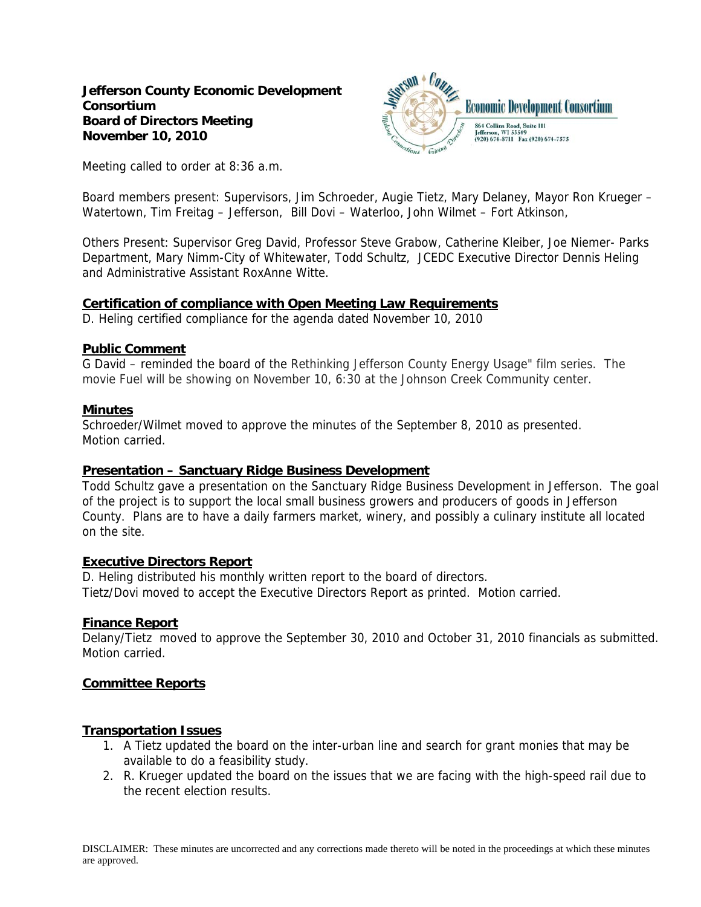**Jefferson County Economic Development Consortium**
**Board of Directors Meeting**
**November 10, 2010**

Economic Development Consortium
864 Collins Road, Suite 111
Jefferson, WI 53549
(920) 674-8711 Fax (920) 674-7575

Meeting called to order at 8:36 a.m.

Board members present: Supervisors, Jim Schroeder, Augie Tietz, Mary Delaney, Mayor Ron Krueger – Watertown, Tim Freitag – Jefferson, Bill Dovi – Waterloo, John Wilmet – Fort Atkinson,

Others Present: Supervisor Greg David, Professor Steve Grabow, Catherine Kleiber, Joe Niemer- Parks Department, Mary Nimm-City of Whitewater, Todd Schultz, JCEDC Executive Director Dennis Heling and Administrative Assistant RoxAnne Witte.

## Certification of compliance with Open Meeting Law Requirements

D. Heling certified compliance for the agenda dated November 10, 2010

## Public Comment

G David – reminded the board of the Rethinking Jefferson County Energy Usage" film series. The movie Fuel will be showing on November 10, 6:30 at the Johnson Creek Community center.

## Minutes

Schroeder/Wilmet moved to approve the minutes of the September 8, 2010 as presented. Motion carried.

## Presentation – Sanctuary Ridge Business Development

Todd Schultz gave a presentation on the Sanctuary Ridge Business Development in Jefferson. The goal of the project is to support the local small business growers and producers of goods in Jefferson County. Plans are to have a daily farmers market, winery, and possibly a culinary institute all located on the site.

## Executive Directors Report

D. Heling distributed his monthly written report to the board of directors.
Tietz/Dovi moved to accept the Executive Directors Report as printed. Motion carried.

## Finance Report

Delany/Tietz moved to approve the September 30, 2010 and October 31, 2010 financials as submitted. Motion carried.

## Committee Reports

## Transportation Issues

1. A Tietz updated the board on the inter-urban line and search for grant monies that may be available to do a feasibility study.
2. R. Krueger updated the board on the issues that we are facing with the high-speed rail due to the recent election results.

DISCLAIMER: These minutes are uncorrected and any corrections made thereto will be noted in the proceedings at which these minutes are approved.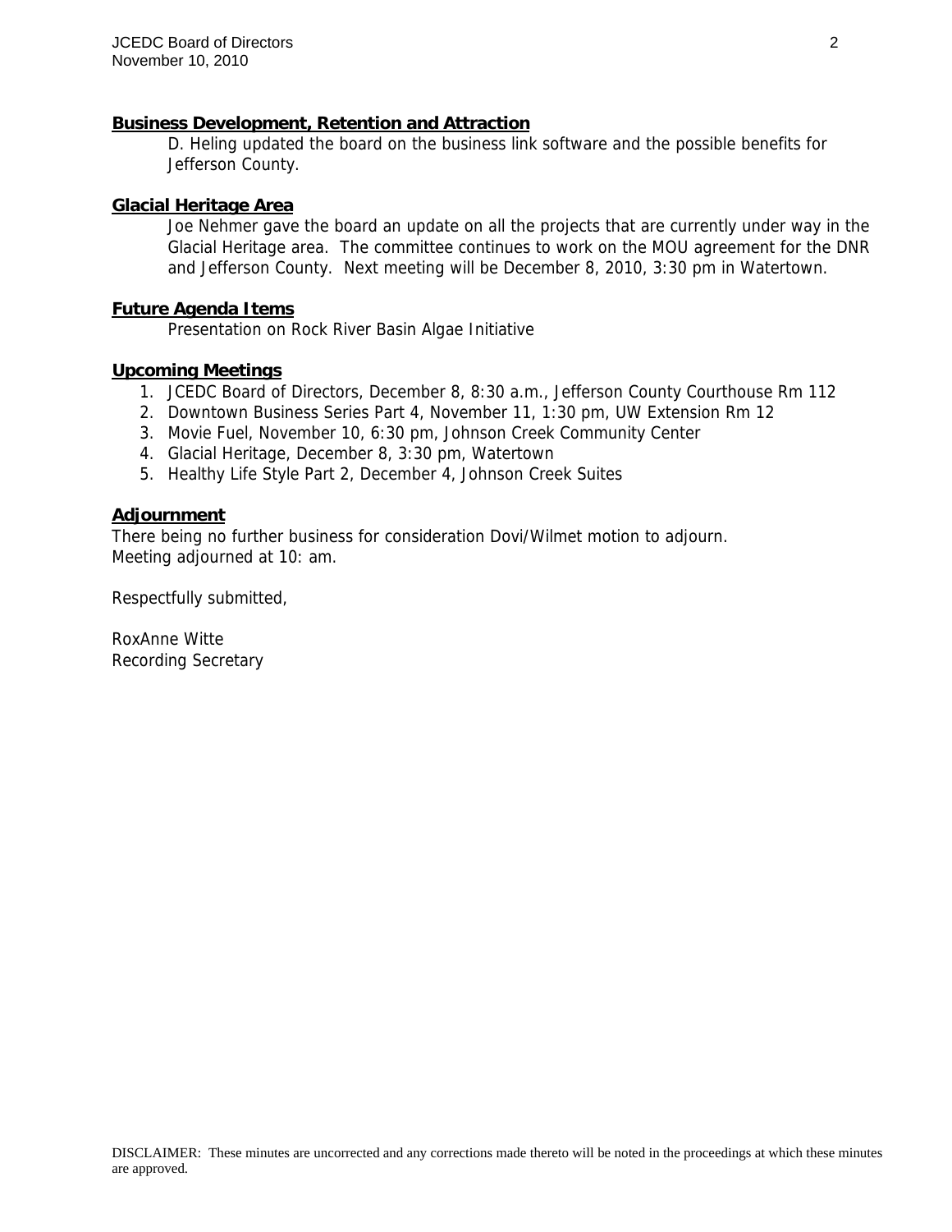### Business Development, Retention and Attraction

D. Heling updated the board on the business link software and the possible benefits for Jefferson County.

### Glacial Heritage Area

Joe Nehmer gave the board an update on all the projects that are currently under way in the Glacial Heritage area. The committee continues to work on the MOU agreement for the DNR and Jefferson County. Next meeting will be December 8, 2010, 3:30 pm in Watertown.

### Future Agenda Items

Presentation on Rock River Basin Algae Initiative

### Upcoming Meetings

1. JCEDC Board of Directors, December 8, 8:30 a.m., Jefferson County Courthouse Rm 112
2. Downtown Business Series Part 4, November 11, 1:30 pm, UW Extension Rm 12
3. Movie Fuel, November 10, 6:30 pm, Johnson Creek Community Center
4. Glacial Heritage, December 8, 3:30 pm, Watertown
5. Healthy Life Style Part 2, December 4, Johnson Creek Suites

### Adjournment

There being no further business for consideration Dovi/Wilmet motion to adjourn.
Meeting adjourned at 10: am.

Respectfully submitted,

RoxAnne Witte
Recording Secretary

DISCLAIMER: These minutes are uncorrected and any corrections made thereto will be noted in the proceedings at which these minutes are approved.